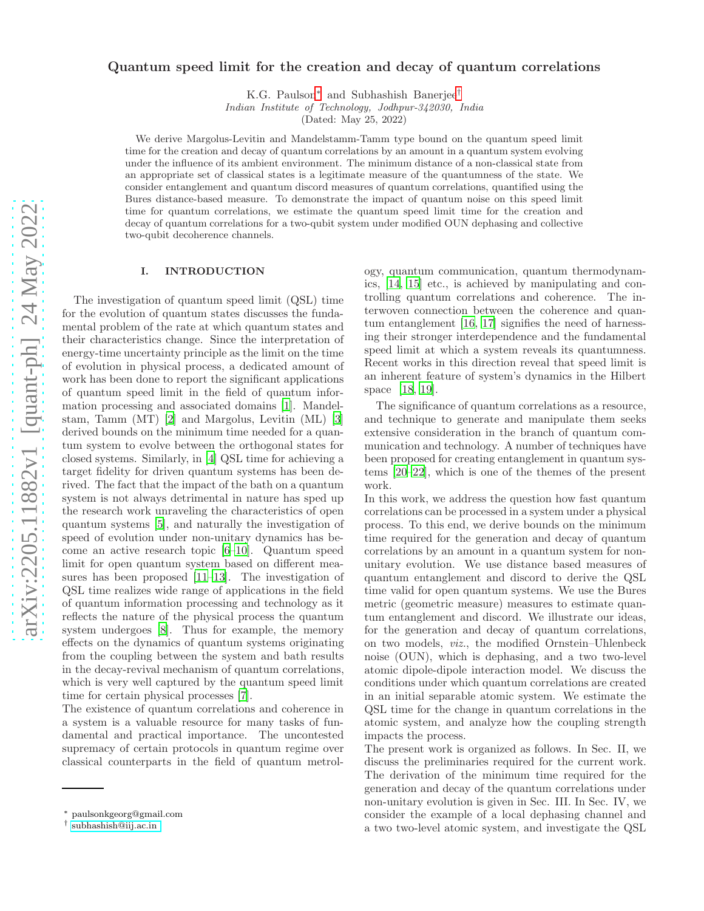# Quantum speed limit for the creation and decay of quantum correlations

K.G. Paulson[*] and Subhashish Banerjee[†]

*Indian Institute of Technology, Jodhpur-342030, India*

(Dated: May 25, 2022)

We derive Margolus-Levitin and Mandelstamm-Tamm type bound on the quantum speed limit time for the creation and decay of quantum correlations by an amount in a quantum system evolving under the influence of its ambient environment. The minimum distance of a non-classical state from an appropriate set of classical states is a legitimate measure of the quantumness of the state. We consider entanglement and quantum discord measures of quantum correlations, quantified using the Bures distance-based measure. To demonstrate the impact of quantum noise on this speed limit time for quantum correlations, we estimate the quantum speed limit time for the creation and decay of quantum correlations for a two-qubit system under modified OUN dephasing and collective two-qubit decoherence channels.

## I. INTRODUCTION

The investigation of quantum speed limit (QSL) time for the evolution of quantum states discusses the fundamental problem of the rate at which quantum states and their characteristics change. Since the interpretation of energy-time uncertainty principle as the limit on the time of evolution in physical process, a dedicated amount of work has been done to report the significant applications of quantum speed limit in the field of quantum information processing and associated domains [1]. Mandelstam, Tamm (MT) [2] and Margolus, Levitin (ML) [3] derived bounds on the minimum time needed for a quantum system to evolve between the orthogonal states for closed systems. Similarly, in [4] QSL time for achieving a target fidelity for driven quantum systems has been derived. The fact that the impact of the bath on a quantum system is not always detrimental in nature has sped up the research work unraveling the characteristics of open quantum systems [5], and naturally the investigation of speed of evolution under non-unitary dynamics has become an active research topic [6–10]. Quantum speed limit for open quantum system based on different measures has been proposed [11–13]. The investigation of QSL time realizes wide range of applications in the field of quantum information processing and technology as it reflects the nature of the physical process the quantum system undergoes [8]. Thus for example, the memory effects on the dynamics of quantum systems originating from the coupling between the system and bath results in the decay-revival mechanism of quantum correlations, which is very well captured by the quantum speed limit time for certain physical processes [7].

The existence of quantum correlations and coherence in a system is a valuable resource for many tasks of fundamental and practical importance. The uncontested supremacy of certain protocols in quantum regime over classical counterparts in the field of quantum metrology, quantum communication, quantum thermodynamics, [14, 15] etc., is achieved by manipulating and controlling quantum correlations and coherence. The interwoven connection between the coherence and quantum entanglement [16, 17] signifies the need of harnessing their stronger interdependence and the fundamental speed limit at which a system reveals its quantumness. Recent works in this direction reveal that speed limit is an inherent feature of system's dynamics in the Hilbert space [18, 19].

The significance of quantum correlations as a resource, and technique to generate and manipulate them seeks extensive consideration in the branch of quantum communication and technology. A number of techniques have been proposed for creating entanglement in quantum systems [20–22], which is one of the themes of the present work.

In this work, we address the question how fast quantum correlations can be processed in a system under a physical process. To this end, we derive bounds on the minimum time required for the generation and decay of quantum correlations by an amount in a quantum system for non-unitary evolution. We use distance based measures of quantum entanglement and discord to derive the QSL time valid for open quantum systems. We use the Bures metric (geometric measure) measures to estimate quantum entanglement and discord. We illustrate our ideas, for the generation and decay of quantum correlations, on two models, *viz.*, the modified Ornstein–Uhlenbeck noise (OUN), which is dephasing, and a two two-level atomic dipole-dipole interaction model. We discuss the conditions under which quantum correlations are created in an initial separable atomic system. We estimate the QSL time for the change in quantum correlations in the atomic system, and analyze how the coupling strength impacts the process.

The present work is organized as follows. In Sec. II, we discuss the preliminaries required for the current work. The derivation of the minimum time required for the generation and decay of the quantum correlations under non-unitary evolution is given in Sec. III. In Sec. IV, we consider the example of a local dephasing channel and a two two-level atomic system, and investigate the QSL

[*] paulsonkgeorg@gmail.com

[†] subhashish@iitj.ac.in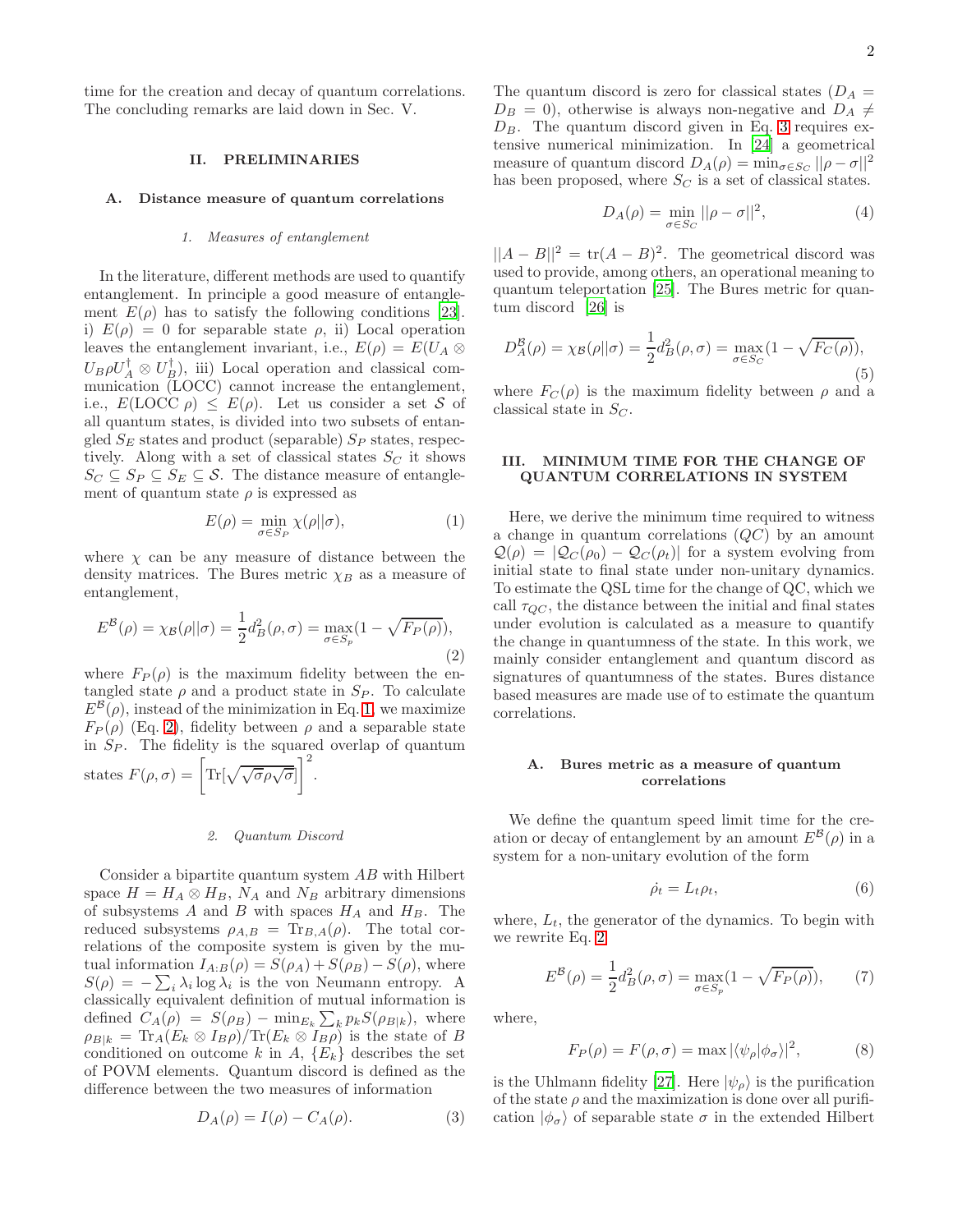time for the creation and decay of quantum correlations. The concluding remarks are laid down in Sec. V.

## II. PRELIMINARIES

### A. Distance measure of quantum correlations

#### 1. Measures of entanglement

In the literature, different methods are used to quantify entanglement. In principle a good measure of entanglement $E(\rho)$ has to satisfy the following conditions [23]. i) $E(\rho) = 0$ for separable state $\rho$, ii) Local operation leaves the entanglement invariant, i.e., $E(\rho) = E(U_A \otimes U_B \rho U_A^\dagger \otimes U_B^\dagger)$, iii) Local operation and classical communication (LOCC) cannot increase the entanglement, i.e., $E(\text{LOCC } \rho) \leq E(\rho)$. Let us consider a set $\mathcal{S}$ of all quantum states, is divided into two subsets of entangled $S_E$ states and product (separable) $S_P$ states, respectively. Along with a set of classical states $S_C$ it shows $S_C \subseteq S_P \subseteq S_E \subseteq \mathcal{S}$. The distance measure of entanglement of quantum state $\rho$ is expressed as

$$E(\rho) = \min_{\sigma \in S_P} \chi(\rho||\sigma), \tag{1}$$

where $\chi$ can be any measure of distance between the density matrices. The Bures metric $\chi_B$ as a measure of entanglement,

$$E^{\mathcal{B}}(\rho) = \chi_{\mathcal{B}}(\rho||\sigma) = \frac{1}{2} d_B^2(\rho, \sigma) = \max_{\sigma \in S_p}(1 - \sqrt{F_P(\rho)}), \tag{2}$$

where $F_P(\rho)$ is the maximum fidelity between the entangled state $\rho$ and a product state in $S_P$. To calculate $E^{\mathcal{B}}(\rho)$, instead of the minimization in Eq. 1, we maximize $F_P(\rho)$ (Eq. 2), fidelity between $\rho$ and a separable state in $S_P$. The fidelity is the squared overlap of quantum states $F(\rho, \sigma) = \left[\text{Tr}[\sqrt{\sqrt{\sigma}\rho\sqrt{\sigma}}]\right]^2$.

#### 2. Quantum Discord

Consider a bipartite quantum system $AB$ with Hilbert space $H = H_A \otimes H_B$, $N_A$ and $N_B$ arbitrary dimensions of subsystems $A$ and $B$ with spaces $H_A$ and $H_B$. The reduced subsystems $\rho_{A,B} = \text{Tr}_{B,A}(\rho)$. The total correlations of the composite system is given by the mutual information $I_{A:B}(\rho) = S(\rho_A) + S(\rho_B) - S(\rho)$, where $S(\rho) = -\sum_i \lambda_i \log \lambda_i$ is the von Neumann entropy. A classically equivalent definition of mutual information is defined $C_A(\rho) = S(\rho_B) - \min_{E_k} \sum_k p_k S(\rho_{B|k})$, where $\rho_{B|k} = \text{Tr}_A(E_k \otimes I_B \rho)/\text{Tr}(E_k \otimes I_B \rho)$ is the state of $B$ conditioned on outcome $k$ in $A$, $\{E_k\}$ describes the set of POVM elements. Quantum discord is defined as the difference between the two measures of information

$$D_A(\rho) = I(\rho) - C_A(\rho). \tag{3}$$

The quantum discord is zero for classical states ($D_A = D_B = 0$), otherwise is always non-negative and $D_A \neq D_B$. The quantum discord given in Eq. 3 requires extensive numerical minimization. In [24] a geometrical measure of quantum discord $D_A(\rho) = \min_{\sigma \in S_C} ||\rho - \sigma||^2$ has been proposed, where $S_C$ is a set of classical states.

$$D_A(\rho) = \min_{\sigma \in S_C} ||\rho - \sigma||^2, \tag{4}$$

$||A - B||^2 = \text{tr}(A - B)^2$. The geometrical discord was used to provide, among others, an operational meaning to quantum teleportation [25]. The Bures metric for quantum discord [26] is

$$D_A^{\mathcal{B}}(\rho) = \chi_{\mathcal{B}}(\rho||\sigma) = \frac{1}{2} d_B^2(\rho, \sigma) = \max_{\sigma \in S_C}(1 - \sqrt{F_C(\rho)}), \tag{5}$$

where $F_C(\rho)$ is the maximum fidelity between $\rho$ and a classical state in $S_C$.

## III. MINIMUM TIME FOR THE CHANGE OF QUANTUM CORRELATIONS IN SYSTEM

Here, we derive the minimum time required to witness a change in quantum correlations ($QC$) by an amount $\mathcal{Q}(\rho) = |\mathcal{Q}_C(\rho_0) - \mathcal{Q}_C(\rho_t)|$ for a system evolving from initial state to final state under non-unitary dynamics. To estimate the QSL time for the change of QC, which we call $\tau_{QC}$, the distance between the initial and final states under evolution is calculated as a measure to quantify the change in quantumness of the state. In this work, we mainly consider entanglement and quantum discord as signatures of quantumness of the states. Bures distance based measures are made use of to estimate the quantum correlations.

### A. Bures metric as a measure of quantum correlations

We define the quantum speed limit time for the creation or decay of entanglement by an amount $E^{\mathcal{B}}(\rho)$ in a system for a non-unitary evolution of the form

$$\dot{\rho}_t = L_t \rho_t, \tag{6}$$

where, $L_t$, the generator of the dynamics. To begin with we rewrite Eq. 2

$$E^{\mathcal{B}}(\rho) = \frac{1}{2} d_B^2(\rho, \sigma) = \max_{\sigma \in S_p}(1 - \sqrt{F_P(\rho)}), \tag{7}$$

where,

$$F_P(\rho) = F(\rho, \sigma) = \max |\langle \psi_\rho | \phi_\sigma \rangle|^2, \tag{8}$$

is the Uhlmann fidelity [27]. Here $|\psi_\rho\rangle$ is the purification of the state $\rho$ and the maximization is done over all purification $|\phi_\sigma\rangle$ of separable state $\sigma$ in the extended Hilbert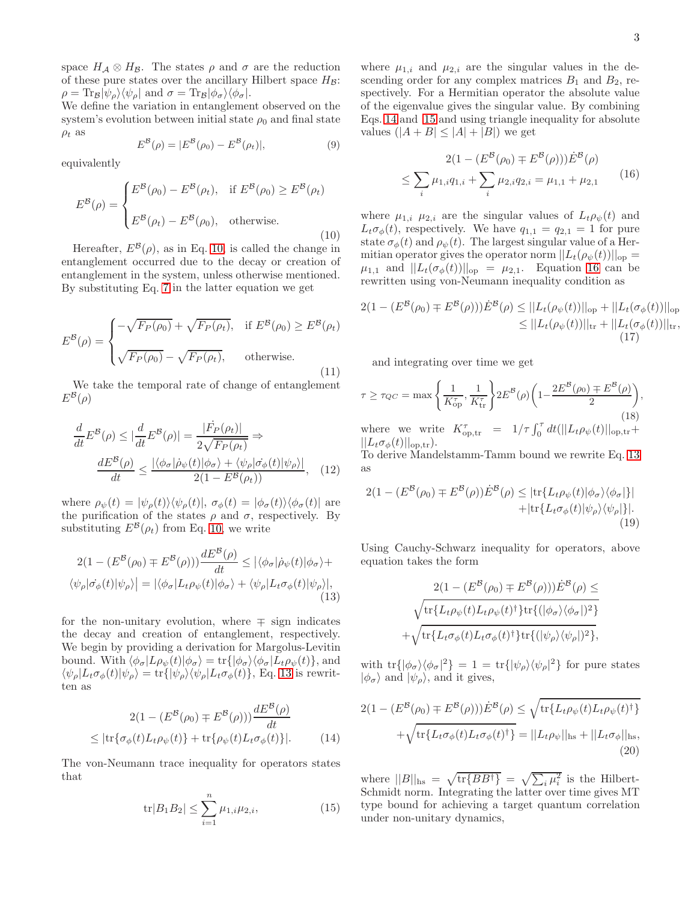space $H_{\mathcal{A}} \otimes H_{\mathcal{B}}$. The states $\rho$ and $\sigma$ are the reduction of these pure states over the ancillary Hilbert space $H_{\mathcal{B}}$: $\rho = \text{Tr}_{\mathcal{B}}|\psi_\rho\rangle\langle\psi_\rho|$ and $\sigma = \text{Tr}_{\mathcal{B}}|\phi_\sigma\rangle\langle\phi_\sigma|$.

We define the variation in entanglement observed on the system's evolution between initial state $\rho_0$ and final state $\rho_t$ as

$$E^{\mathcal{B}}(\rho) = |E^{\mathcal{B}}(\rho_0) - E^{\mathcal{B}}(\rho_t)|, \tag{9}$$

equivalently

$$E^{\mathcal{B}}(\rho) = \begin{cases} E^{\mathcal{B}}(\rho_0) - E^{\mathcal{B}}(\rho_t), & \text{if } E^{\mathcal{B}}(\rho_0) \geq E^{\mathcal{B}}(\rho_t) \\ E^{\mathcal{B}}(\rho_t) - E^{\mathcal{B}}(\rho_0), & \text{otherwise.} \end{cases} \tag{10}$$

Hereafter, $E^{\mathcal{B}}(\rho)$, as in Eq. 10, is called the change in entanglement occurred due to the decay or creation of entanglement in the system, unless otherwise mentioned. By substituting Eq. 7 in the latter equation we get

$$E^{\mathcal{B}}(\rho) = \begin{cases} -\sqrt{F_P(\rho_0)} + \sqrt{F_P(\rho_t)}, & \text{if } E^{\mathcal{B}}(\rho_0) \geq E^{\mathcal{B}}(\rho_t) \\ \sqrt{F_P(\rho_0)} - \sqrt{F_P(\rho_t)}, & \text{otherwise.} \end{cases} \tag{11}$$

We take the temporal rate of change of entanglement $E^{\mathcal{B}}(\rho)$

$$\frac{d}{dt}E^{\mathcal{B}}(\rho) \leq |\frac{d}{dt}E^{\mathcal{B}}(\rho)| = \frac{|\dot{F}_P(\rho_t)|}{2\sqrt{F_P(\rho_t)}} \Rightarrow$$
$$\frac{dE^{\mathcal{B}}(\rho)}{dt} \leq \frac{|\langle\phi_\sigma|\dot{\rho}_\psi(t)|\phi_\sigma\rangle + \langle\psi_\rho|\dot{\sigma_\phi}(t)|\psi_\rho\rangle|}{2(1 - E^{\mathcal{B}}(\rho_t))}, \tag{12}$$

where $\rho_\psi(t) = |\psi_\rho(t)\rangle\langle\psi_\rho(t)|$, $\sigma_\phi(t) = |\phi_\sigma(t)\rangle\langle\phi_\sigma(t)|$ are the purification of the states $\rho$ and $\sigma$, respectively. By substituting $E^{\mathcal{B}}(\rho_t)$ from Eq. 10, we write

$$2(1 - (E^{\mathcal{B}}(\rho_0) \mp E^{\mathcal{B}}(\rho)))\frac{dE^{\mathcal{B}}(\rho)}{dt} \leq |\langle\phi_\sigma|\dot{\rho}_\psi(t)|\phi_\sigma\rangle +$$
$$\langle\psi_\rho|\dot{\sigma_\phi}(t)|\psi_\rho\rangle\big| = |\langle\phi_\sigma|L_t\rho_\psi(t)|\phi_\sigma\rangle + \langle\psi_\rho|L_t\sigma_\phi(t)|\psi_\rho\rangle|, \tag{13}$$

for the non-unitary evolution, where $\mp$ sign indicates the decay and creation of entanglement, respectively. We begin by providing a derivation for Margolus-Levitin bound. With $\langle\phi_\sigma|L\rho_\psi(t)|\phi_\sigma\rangle = \text{tr}\{|\phi_\sigma\rangle\langle\phi_\sigma|L_t\rho_\psi(t)\}$, and $\langle\psi_\rho|L_t\sigma_\phi(t)|\psi_\rho\rangle = \text{tr}\{|\psi_\rho\rangle\langle\psi_\rho|L_t\sigma_\phi(t)\}$, Eq. 13 is rewritten as

$$2(1 - (E^{\mathcal{B}}(\rho_0) \mp E^{\mathcal{B}}(\rho)))\frac{dE^{\mathcal{B}}(\rho)}{dt}$$
$$\leq |\text{tr}\{\sigma_\phi(t)L_t\rho_\psi(t)\} + \text{tr}\{\rho_\psi(t)L_t\sigma_\phi(t)\}|. \tag{14}$$

The von-Neumann trace inequality for operators states that

$$\text{tr}|B_1B_2| \leq \sum_{i=1}^{n}\mu_{1,i}\mu_{2,i}, \tag{15}$$

where $\mu_{1,i}$ and $\mu_{2,i}$ are the singular values in the descending order for any complex matrices $B_1$ and $B_2$, respectively. For a Hermitian operator the absolute value of the eigenvalue gives the singular value. By combining Eqs. 14 and 15 and using triangle inequality for absolute values ($|A+B| \leq |A| + |B|$) we get

$$2(1 - (E^{\mathcal{B}}(\rho_0) \mp E^{\mathcal{B}}(\rho)))\dot{E}^{\mathcal{B}}(\rho)$$
$$\leq \sum_i \mu_{1,i}q_{1,i} + \sum_i \mu_{2,i}q_{2,i} = \mu_{1,1} + \mu_{2,1} \tag{16}$$

where $\mu_{1,i}$ $\mu_{2,i}$ are the singular values of $L_t\rho_\psi(t)$ and $L_t\sigma_\phi(t)$, respectively. We have $q_{1,1} = q_{2,1} = 1$ for pure state $\sigma_\phi(t)$ and $\rho_\psi(t)$. The largest singular value of a Hermitian operator gives the operator norm $||L_t(\rho_\psi(t))||_{\text{op}} = \mu_{1,1}$ and $||L_t(\sigma_\phi(t))||_{\text{op}} = \mu_{2,1}$. Equation 16 can be rewritten using von-Neumann inequality condition as

$$2(1 - (E^{\mathcal{B}}(\rho_0) \mp E^{\mathcal{B}}(\rho)))\dot{E}^{\mathcal{B}}(\rho) \leq ||L_t(\rho_\psi(t))||_{\text{op}} + ||L_t(\sigma_\phi(t))||_{\text{op}}$$
$$\leq ||L_t(\rho_\psi(t))||_{\text{tr}} + ||L_t(\sigma_\phi(t))||_{\text{tr}}, \tag{17}$$

and integrating over time we get

$$\tau \geq \tau_{QC} = \max\left\{\frac{1}{K^\tau_{\text{op}}}, \frac{1}{K^\tau_{\text{tr}}}\right\} 2E^{\mathcal{B}}(\rho)\left(1 - \frac{2E^{\mathcal{B}}(\rho_0) \mp E^{\mathcal{B}}(\rho)}{2}\right), \tag{18}$$

where we write $K^\tau_{\text{op,tr}} = 1/\tau\int_0^\tau dt(||L_t\rho_\psi(t)||_{\text{op,tr}} + ||L_t\sigma_\phi(t)||_{\text{op,tr}})$.

To derive Mandelstamm-Tamm bound we rewrite Eq. 13 as

$$2(1 - (E^{\mathcal{B}}(\rho_0) \mp E^{\mathcal{B}}(\rho)))\dot{E}^{\mathcal{B}}(\rho) \leq |\text{tr}\{L_t\rho_\psi(t)|\phi_\sigma\rangle\langle\phi_\sigma|\}|$$
$$+ |\text{tr}\{L_t\sigma_\phi(t)|\psi_\rho\rangle\langle\psi_\rho|\}|. \tag{19}$$

Using Cauchy-Schwarz inequality for operators, above equation takes the form

$$2(1 - (E^{\mathcal{B}}(\rho_0) \mp E^{\mathcal{B}}(\rho)))\dot{E}^{\mathcal{B}}(\rho) \leq$$
$$\sqrt{\text{tr}\{L_t\rho_\psi(t)L_t\rho_\psi(t)^\dagger\}\text{tr}\{(|\phi_\sigma\rangle\langle\phi_\sigma|)^2\}}$$
$$+ \sqrt{\text{tr}\{L_t\sigma_\phi(t)L_t\sigma_\phi(t)^\dagger\}\text{tr}\{(|\psi_\rho\rangle\langle\psi_\rho|)^2\}},$$

with $\text{tr}\{|\phi_\sigma\rangle\langle\phi_\sigma|^2\} = 1 = \text{tr}\{|\psi_\rho\rangle\langle\psi_\rho|^2\}$ for pure states $|\phi_\sigma\rangle$ and $|\psi_\rho\rangle$, and it gives,

$$2(1 - (E^{\mathcal{B}}(\rho_0) \mp E^{\mathcal{B}}(\rho)))\dot{E}^{\mathcal{B}}(\rho) \leq \sqrt{\text{tr}\{L_t\rho_\psi(t)L_t\rho_\psi(t)^\dagger\}}$$
$$+ \sqrt{\text{tr}\{L_t\sigma_\phi(t)L_t\sigma_\phi(t)^\dagger\}} = ||L_t\rho_\psi||_{\text{hs}} + ||L_t\sigma_\phi||_{\text{hs}}, \tag{20}$$

where $||B||_{\text{hs}} = \sqrt{\text{tr}\{BB^\dagger\}} = \sqrt{\sum_i \mu_i^2}$ is the Hilbert-Schmidt norm. Integrating the latter over time gives MT type bound for achieving a target quantum correlation under non-unitary dynamics,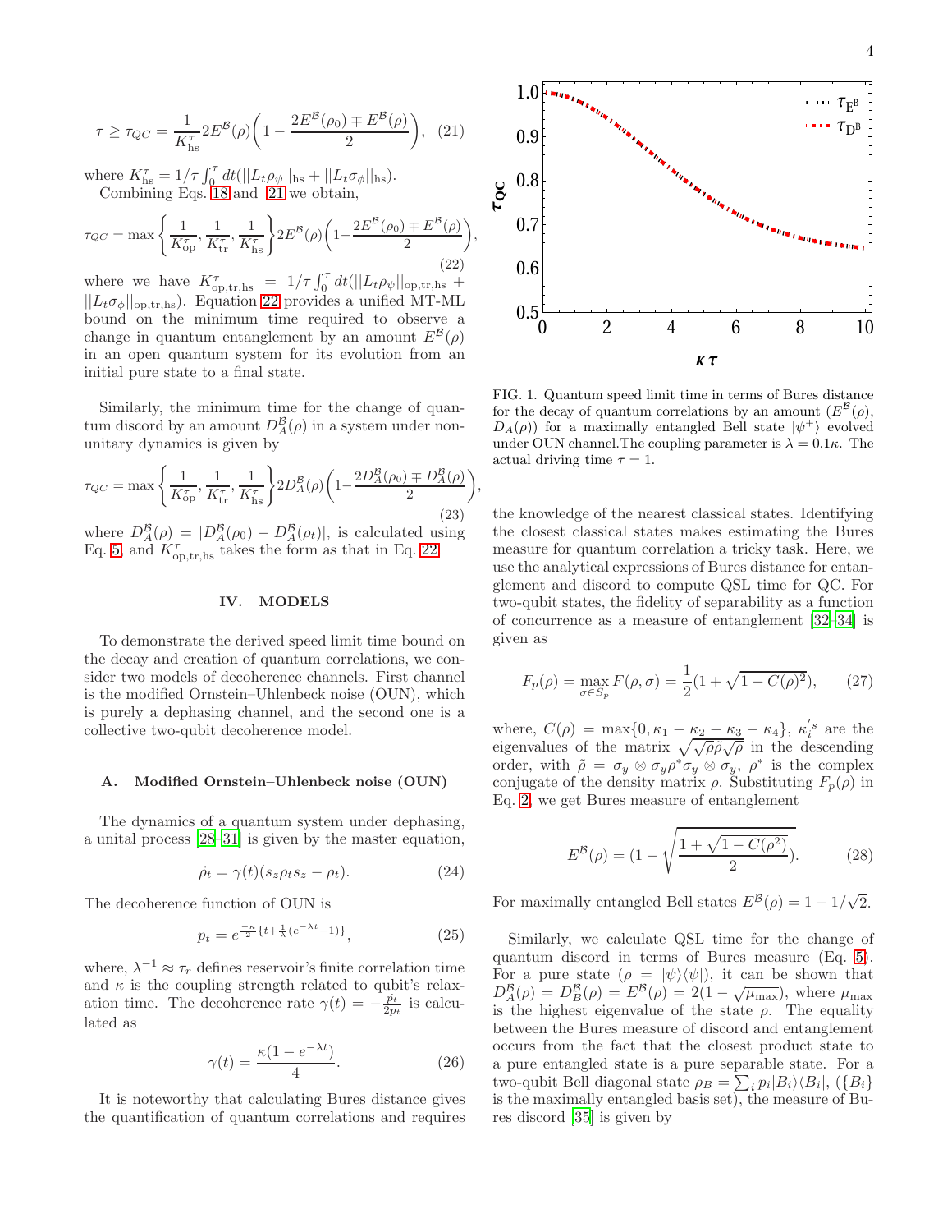$$\tau \geq \tau_{QC} = \frac{1}{K^{\tau}_{\text{hs}}} 2E^{\mathcal{B}}(\rho)\left(1 - \frac{2E^{\mathcal{B}}(\rho_0) \mp E^{\mathcal{B}}(\rho)}{2}\right), \quad (21)$$

where $K^{\tau}_{\text{hs}} = 1/\tau \int_0^{\tau} dt(||L_t\rho_\psi||_{\text{hs}} + ||L_t\sigma_\phi||_{\text{hs}})$.

Combining Eqs. 18 and 21 we obtain,

$$\tau_{QC} = \max\left\{\frac{1}{K^{\tau}_{\text{op}}}, \frac{1}{K^{\tau}_{\text{tr}}}, \frac{1}{K^{\tau}_{\text{hs}}}\right\} 2E^{\mathcal{B}}(\rho)\left(1 - \frac{2E^{\mathcal{B}}(\rho_0) \mp E^{\mathcal{B}}(\rho)}{2}\right), \quad (22)$$

where we have $K^{\tau}_{\text{op,tr,hs}} = 1/\tau \int_0^{\tau} dt(||L_t\rho_\psi||_{\text{op,tr,hs}} + ||L_t\sigma_\phi||_{\text{op,tr,hs}})$. Equation 22 provides a unified MT-ML bound on the minimum time required to observe a change in quantum entanglement by an amount $E^{\mathcal{B}}(\rho)$ in an open quantum system for its evolution from an initial pure state to a final state.

Similarly, the minimum time for the change of quantum discord by an amount $D^{\mathcal{B}}_A(\rho)$ in a system under non-unitary dynamics is given by

$$\tau_{QC} = \max\left\{\frac{1}{K^{\tau}_{\text{op}}}, \frac{1}{K^{\tau}_{\text{tr}}}, \frac{1}{K^{\tau}_{\text{hs}}}\right\} 2D^{\mathcal{B}}_A(\rho)\left(1 - \frac{2D^{\mathcal{B}}_A(\rho_0) \mp D^{\mathcal{B}}_A(\rho)}{2}\right), \quad (23)$$

where $D^{\mathcal{B}}_A(\rho) = |D^{\mathcal{B}}_A(\rho_0) - D^{\mathcal{B}}_A(\rho_t)|$, is calculated using Eq. 5, and $K^{\tau}_{\text{op,tr,hs}}$ takes the form as that in Eq. 22.

## IV. MODELS

To demonstrate the derived speed limit time bound on the decay and creation of quantum correlations, we consider two models of decoherence channels. First channel is the modified Ornstein–Uhlenbeck noise (OUN), which is purely a dephasing channel, and the second one is a collective two-qubit decoherence model.

### A. Modified Ornstein–Uhlenbeck noise (OUN)

The dynamics of a quantum system under dephasing, a unital process [28–31] is given by the master equation,

$$\dot{\rho_t} = \gamma(t)(s_z\rho_t s_z - \rho_t). \quad (24)$$

The decoherence function of OUN is

$$p_t = e^{\frac{-\kappa}{2}\{t + \frac{1}{\lambda}(e^{-\lambda t} - 1)\}}, \quad (25)$$

where, $\lambda^{-1} \approx \tau_r$ defines reservoir's finite correlation time and $\kappa$ is the coupling strength related to qubit's relaxation time. The decoherence rate $\gamma(t) = -\frac{\dot{p_t}}{2p_t}$ is calculated as

$$\gamma(t) = \frac{\kappa(1 - e^{-\lambda t})}{4}. \quad (26)$$

It is noteworthy that calculating Bures distance gives the quantification of quantum correlations and requires the knowledge of the nearest classical states. Identifying the closest classical states makes estimating the Bures measure for quantum correlation a tricky task. Here, we use the analytical expressions of Bures distance for entanglement and discord to compute QSL time for QC. For two-qubit states, the fidelity of separability as a function of concurrence as a measure of entanglement [32–34] is given as

FIG. 1. Quantum speed limit time in terms of Bures distance for the decay of quantum correlations by an amount ($E^{\mathcal{B}}(\rho)$, $D_A(\rho)$) for a maximally entangled Bell state $|\psi^+\rangle$ evolved under OUN channel.The coupling parameter is $\lambda = 0.1\kappa$. The actual driving time $\tau = 1$.

$$F_p(\rho) = \max_{\sigma \in S_p} F(\rho, \sigma) = \frac{1}{2}(1 + \sqrt{1 - C(\rho)^2}), \quad (27)$$

where, $C(\rho) = \max\{0, \kappa_1 - \kappa_2 - \kappa_3 - \kappa_4\}$, $\kappa_i^{'s}$ are the eigenvalues of the matrix $\sqrt{\sqrt{\rho}\tilde{\rho}\sqrt{\rho}}$ in the descending order, with $\tilde{\rho} = \sigma_y \otimes \sigma_y \rho^* \sigma_y \otimes \sigma_y$, $\rho^*$ is the complex conjugate of the density matrix $\rho$. Substituting $F_p(\rho)$ in Eq. 2, we get Bures measure of entanglement

$$E^{\mathcal{B}}(\rho) = (1 - \sqrt{\frac{1 + \sqrt{1 - C(\rho^2)}}{2}}). \quad (28)$$

For maximally entangled Bell states $E^{\mathcal{B}}(\rho) = 1 - 1/\sqrt{2}$.

Similarly, we calculate QSL time for the change of quantum discord in terms of Bures measure (Eq. 5). For a pure state ($\rho = |\psi\rangle\langle\psi|$), it can be shown that $D^{\mathcal{B}}_A(\rho) = D^{\mathcal{B}}_B(\rho) = E^{\mathcal{B}}(\rho) = 2(1 - \sqrt{\mu_{\max}})$, where $\mu_{\max}$ is the highest eigenvalue of the state $\rho$. The equality between the Bures measure of discord and entanglement occurs from the fact that the closest product state to a pure entangled state is a pure separable state. For a two-qubit Bell diagonal state $\rho_B = \sum_i p_i|B_i\rangle\langle B_i|$, ($\{B_i\}$ is the maximally entangled basis set), the measure of Bures discord [35] is given by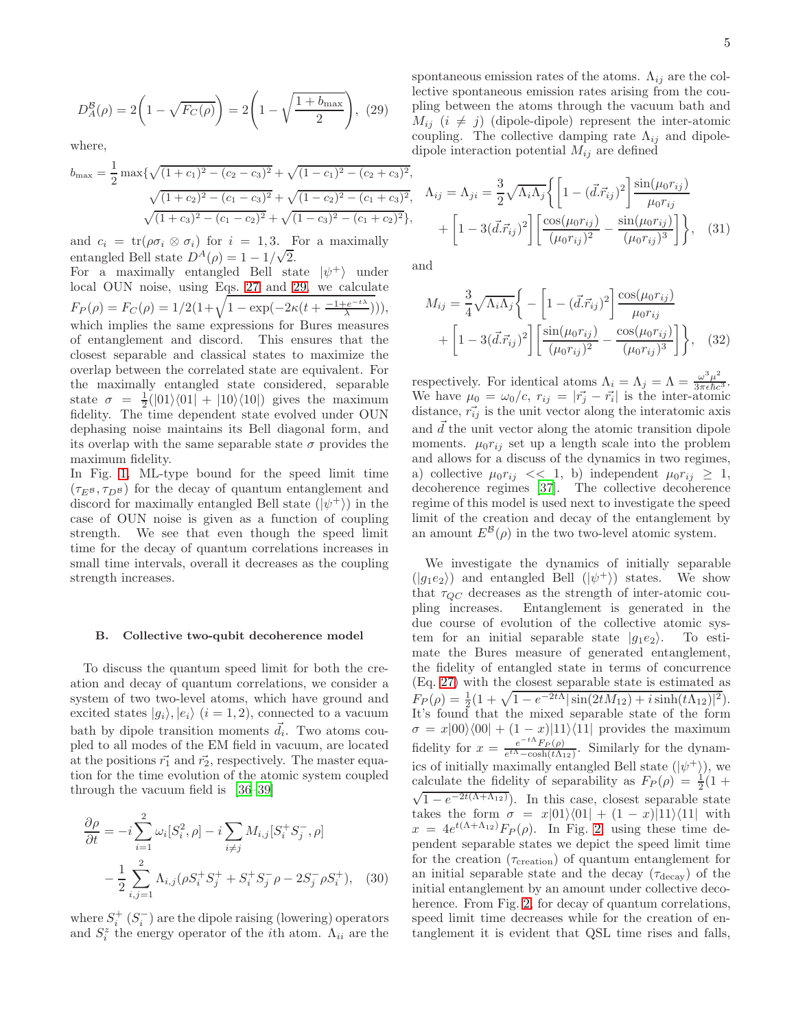$$D_A^{\mathcal{B}}(\rho) = 2\Bigg(1 - \sqrt{F_C(\rho)}\Bigg) = 2\Bigg(1 - \sqrt{\frac{1+b_{\max}}{2}}\Bigg), \quad (29)$$

where,

$$b_{\max} = \frac{1}{2}\max\{\sqrt{(1+c_1)^2-(c_2-c_3)^2}+\sqrt{(1-c_1)^2-(c_2+c_3)^2}, \sqrt{(1+c_2)^2-(c_1-c_3)^2}+\sqrt{(1-c_2)^2-(c_1+c_3)^2}, \sqrt{(1+c_3)^2-(c_1-c_2)^2}+\sqrt{(1-c_3)^2-(c_1+c_2)^2}\},$$

and $c_i = \mathrm{tr}(\rho\sigma_i \otimes \sigma_i)$ for $i = 1, 3$. For a maximally entangled Bell state $D^A(\rho) = 1 - 1/\sqrt{2}$.

For a maximally entangled Bell state $|\psi^+\rangle$ under local OUN noise, using Eqs. 27 and 29, we calculate $F_P(\rho) = F_C(\rho) = 1/2(1+\sqrt{1-\exp(-2\kappa(t+\frac{-1+e^{-t\lambda}}{\lambda}))})$, which implies the same expressions for Bures measures of entanglement and discord. This ensures that the closest separable and classical states to maximize the overlap between the correlated state are equivalent. For the maximally entangled state considered, separable state $\sigma = \frac{1}{2}(|01\rangle\langle 01| + |10\rangle\langle 10|)$ gives the maximum fidelity. The time dependent state evolved under OUN dephasing noise maintains its Bell diagonal form, and its overlap with the same separable state $\sigma$ provides the maximum fidelity.

In Fig. 1, ML-type bound for the speed limit time $(\tau_{E^{\mathcal{B}}}, \tau_{D^{\mathcal{B}}})$ for the decay of quantum entanglement and discord for maximally entangled Bell state $(|\psi^+\rangle)$ in the case of OUN noise is given as a function of coupling strength. We see that even though the speed limit time for the decay of quantum correlations increases in small time intervals, overall it decreases as the coupling strength increases.

### B. Collective two-qubit decoherence model

To discuss the quantum speed limit for both the creation and decay of quantum correlations, we consider a system of two two-level atoms, which have ground and excited states $|g_i\rangle, |e_i\rangle$ $(i = 1, 2)$, connected to a vacuum bath by dipole transition moments $\vec{d}_i$. Two atoms coupled to all modes of the EM field in vacuum, are located at the positions $\vec{r_1}$ and $\vec{r_2}$, respectively. The master equation for the time evolution of the atomic system coupled through the vacuum field is [36–39]

$$\frac{\partial \rho}{\partial t} = -i\sum_{i=1}^{2}\omega_i[S_i^z,\rho] - i\sum_{i\neq j} M_{i,j}[S_i^+S_j^-,\rho] - \frac{1}{2}\sum_{i,j=1}^{2}\Lambda_{i,j}(\rho S_i^+S_j^+ + S_i^+S_j^-\rho - 2S_j^-\rho S_i^+), \quad (30)$$

where $S_i^+$ $(S_i^-)$ are the dipole raising (lowering) operators and $S_i^z$ the energy operator of the $i$th atom. $\Lambda_{ii}$ are the spontaneous emission rates of the atoms. $\Lambda_{ij}$ are the collective spontaneous emission rates arising from the coupling between the atoms through the vacuum bath and $M_{ij}$ $(i \neq j)$ (dipole-dipole) represent the inter-atomic coupling. The collective damping rate $\Lambda_{ij}$ and dipole-dipole interaction potential $M_{ij}$ are defined

$$\Lambda_{ij} = \Lambda_{ji} = \frac{3}{2}\sqrt{\Lambda_i\Lambda_j}\Bigg\{\Bigg[1-(\vec{d}.\vec{r}_{ij})^2\Bigg]\frac{\sin(\mu_0 r_{ij})}{\mu_0 r_{ij}} + \Bigg[1-3(\vec{d}.\vec{r}_{ij})^2\Bigg]\Bigg[\frac{\cos(\mu_0 r_{ij})}{(\mu_0 r_{ij})^2} - \frac{\sin(\mu_0 r_{ij})}{(\mu_0 r_{ij})^3}\Bigg]\Bigg\}, \quad (31)$$

and

$$M_{ij} = \frac{3}{4}\sqrt{\Lambda_i\Lambda_j}\Bigg\{-\Bigg[1-(\vec{d}.\vec{r}_{ij})^2\Bigg]\frac{\cos(\mu_0 r_{ij})}{\mu_0 r_{ij}} + \Bigg[1-3(\vec{d}.\vec{r}_{ij})^2\Bigg]\Bigg[\frac{\sin(\mu_0 r_{ij})}{(\mu_0 r_{ij})^2} - \frac{\cos(\mu_0 r_{ij})}{(\mu_0 r_{ij})^3}\Bigg]\Bigg\}, \quad (32)$$

respectively. For identical atoms $\Lambda_i = \Lambda_j = \Lambda = \frac{\omega^3\mu^2}{3\pi\epsilon\hbar c^3}$. We have $\mu_0 = \omega_0/c$, $r_{ij} = |\vec{r_j} - \vec{r_i}|$ is the inter-atomic distance, $\vec{r_{ij}}$ is the unit vector along the interatomic axis and $\vec{d}$ the unit vector along the atomic transition dipole moments. $\mu_0 r_{ij}$ set up a length scale into the problem and allows for a discuss of the dynamics in two regimes, a) collective $\mu_0 r_{ij} << 1$, b) independent $\mu_0 r_{ij} \geq 1$, decoherence regimes [37]. The collective decoherence regime of this model is used next to investigate the speed limit of the creation and decay of the entanglement by an amount $E^{\mathcal{B}}(\rho)$ in the two two-level atomic system.

We investigate the dynamics of initially separable $(|g_1e_2\rangle)$ and entangled Bell $(|\psi^+\rangle)$ states. We show that $\tau_{QC}$ decreases as the strength of inter-atomic coupling increases. Entanglement is generated in the due course of evolution of the collective atomic system for an initial separable state $|g_1e_2\rangle$. To estimate the Bures measure of generated entanglement, the fidelity of entangled state in terms of concurrence (Eq. 27) with the closest separable state is estimated as $F_P(\rho) = \frac{1}{2}(1+\sqrt{1-e^{-2t\Lambda}|\sin(2tM_{12})+i\sinh(t\Lambda_{12})|^2})$. It's found that the mixed separable state of the form $\sigma = x|00\rangle\langle 00| + (1-x)|11\rangle\langle 11|$ provides the maximum fidelity for $x = \frac{e^{-t\Lambda}F_P(\rho)}{e^{t\Lambda}-\cosh(t\Lambda_{12})}$. Similarly for the dynamics of initially maximally entangled Bell state $(|\psi^+\rangle)$, we calculate the fidelity of separability as $F_P(\rho) = \frac{1}{2}(1+\sqrt{1-e^{-2t(\Lambda+\Lambda_{12})}})$. In this case, closest separable state takes the form $\sigma = x|01\rangle\langle 01| + (1-x)|11\rangle\langle 11|$ with $x = 4e^{t(\Lambda+\Lambda_{12})}F_P(\rho)$. In Fig. 2, using these time dependent separable states we depict the speed limit time for the creation $(\tau_{\mathrm{creation}})$ of quantum entanglement for an initial separable state and the decay $(\tau_{\mathrm{decay}})$ of the initial entanglement by an amount under collective decoherence. From Fig. 2, for decay of quantum correlations, speed limit time decreases while for the creation of entanglement it is evident that QSL time rises and falls,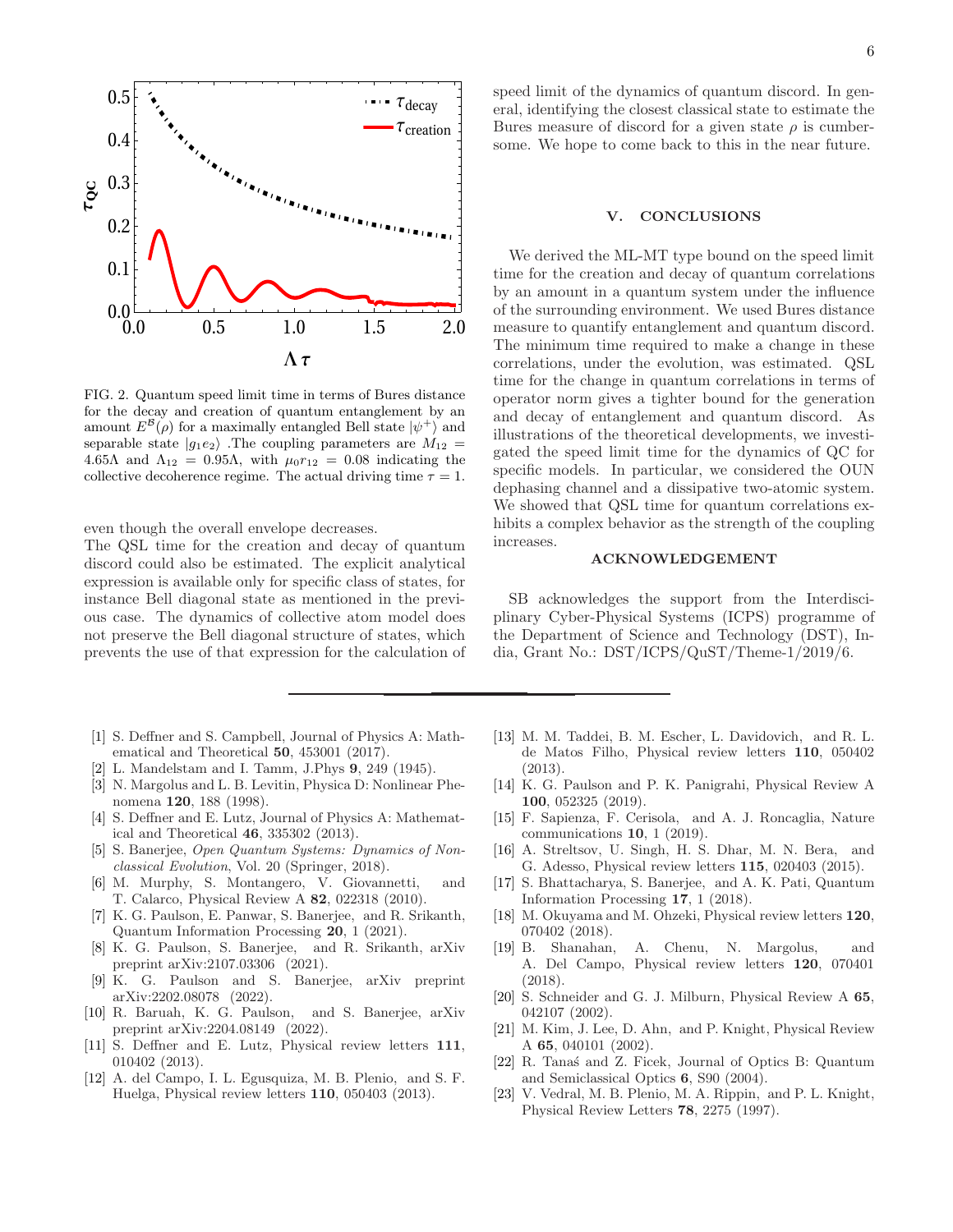FIG. 2. Quantum speed limit time in terms of Bures distance for the decay and creation of quantum entanglement by an amount $E^{\mathcal{B}}(\rho)$ for a maximally entangled Bell state $|\psi^+\rangle$ and separable state $|g_1e_2\rangle$ .The coupling parameters are $M_{12} = 4.65\Lambda$ and $\Lambda_{12} = 0.95\Lambda$, with $\mu_0 r_{12} = 0.08$ indicating the collective decoherence regime. The actual driving time $\tau = 1$.

even though the overall envelope decreases.

The QSL time for the creation and decay of quantum discord could also be estimated. The explicit analytical expression is available only for specific class of states, for instance Bell diagonal state as mentioned in the previous case. The dynamics of collective atom model does not preserve the Bell diagonal structure of states, which prevents the use of that expression for the calculation of speed limit of the dynamics of quantum discord. In general, identifying the closest classical state to estimate the Bures measure of discord for a given state $\rho$ is cumbersome. We hope to come back to this in the near future.

## V. CONCLUSIONS

We derived the ML-MT type bound on the speed limit time for the creation and decay of quantum correlations by an amount in a quantum system under the influence of the surrounding environment. We used Bures distance measure to quantify entanglement and quantum discord. The minimum time required to make a change in these correlations, under the evolution, was estimated. QSL time for the change in quantum correlations in terms of operator norm gives a tighter bound for the generation and decay of entanglement and quantum discord. As illustrations of the theoretical developments, we investigated the speed limit time for the dynamics of QC for specific models. In particular, we considered the OUN dephasing channel and a dissipative two-atomic system. We showed that QSL time for quantum correlations exhibits a complex behavior as the strength of the coupling increases.

## ACKNOWLEDGEMENT

SB acknowledges the support from the Interdisciplinary Cyber-Physical Systems (ICPS) programme of the Department of Science and Technology (DST), India, Grant No.: DST/ICPS/QuST/Theme-1/2019/6.

---

[1] S. Deffner and S. Campbell, Journal of Physics A: Mathematical and Theoretical **50**, 453001 (2017).
[2] L. Mandelstam and I. Tamm, J.Phys **9**, 249 (1945).
[3] N. Margolus and L. B. Levitin, Physica D: Nonlinear Phenomena **120**, 188 (1998).
[4] S. Deffner and E. Lutz, Journal of Physics A: Mathematical and Theoretical **46**, 335302 (2013).
[5] S. Banerjee, *Open Quantum Systems: Dynamics of Nonclassical Evolution*, Vol. 20 (Springer, 2018).
[6] M. Murphy, S. Montangero, V. Giovannetti, and T. Calarco, Physical Review A **82**, 022318 (2010).
[7] K. G. Paulson, E. Panwar, S. Banerjee, and R. Srikanth, Quantum Information Processing **20**, 1 (2021).
[8] K. G. Paulson, S. Banerjee, and R. Srikanth, arXiv preprint arXiv:2107.03306 (2021).
[9] K. G. Paulson and S. Banerjee, arXiv preprint arXiv:2202.08078 (2022).
[10] R. Baruah, K. G. Paulson, and S. Banerjee, arXiv preprint arXiv:2204.08149 (2022).
[11] S. Deffner and E. Lutz, Physical review letters **111**, 010402 (2013).
[12] A. del Campo, I. L. Egusquiza, M. B. Plenio, and S. F. Huelga, Physical review letters **110**, 050403 (2013).
[13] M. M. Taddei, B. M. Escher, L. Davidovich, and R. L. de Matos Filho, Physical review letters **110**, 050402 (2013).
[14] K. G. Paulson and P. K. Panigrahi, Physical Review A **100**, 052325 (2019).
[15] F. Sapienza, F. Cerisola, and A. J. Roncaglia, Nature communications **10**, 1 (2019).
[16] A. Streltsov, U. Singh, H. S. Dhar, M. N. Bera, and G. Adesso, Physical review letters **115**, 020403 (2015).
[17] S. Bhattacharya, S. Banerjee, and A. K. Pati, Quantum Information Processing **17**, 1 (2018).
[18] M. Okuyama and M. Ohzeki, Physical review letters **120**, 070402 (2018).
[19] B. Shanahan, A. Chenu, N. Margolus, and A. Del Campo, Physical review letters **120**, 070401 (2018).
[20] S. Schneider and G. J. Milburn, Physical Review A **65**, 042107 (2002).
[21] M. Kim, J. Lee, D. Ahn, and P. Knight, Physical Review A **65**, 040101 (2002).
[22] R. Tanaś and Z. Ficek, Journal of Optics B: Quantum and Semiclassical Optics **6**, S90 (2004).
[23] V. Vedral, M. B. Plenio, M. A. Rippin, and P. L. Knight, Physical Review Letters **78**, 2275 (1997).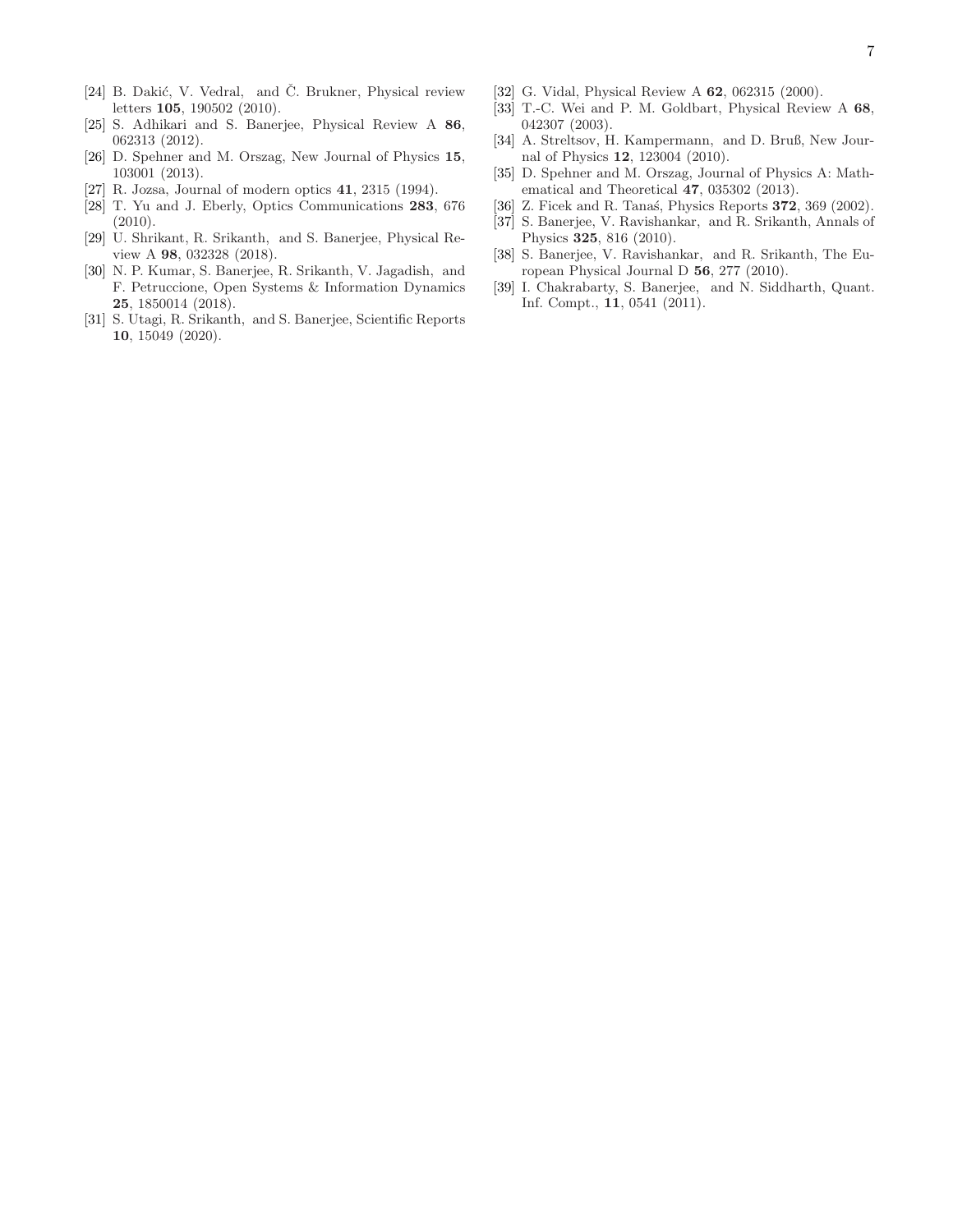[24] B. Dakić, V. Vedral, and Č. Brukner, Physical review letters **105**, 190502 (2010).

[25] S. Adhikari and S. Banerjee, Physical Review A **86**, 062313 (2012).

[26] D. Spehner and M. Orszag, New Journal of Physics **15**, 103001 (2013).

[27] R. Jozsa, Journal of modern optics **41**, 2315 (1994).

[28] T. Yu and J. Eberly, Optics Communications **283**, 676 (2010).

[29] U. Shrikant, R. Srikanth, and S. Banerjee, Physical Review A **98**, 032328 (2018).

[30] N. P. Kumar, S. Banerjee, R. Srikanth, V. Jagadish, and F. Petruccione, Open Systems & Information Dynamics **25**, 1850014 (2018).

[31] S. Utagi, R. Srikanth, and S. Banerjee, Scientific Reports **10**, 15049 (2020).

[32] G. Vidal, Physical Review A **62**, 062315 (2000).

[33] T.-C. Wei and P. M. Goldbart, Physical Review A **68**, 042307 (2003).

[34] A. Streltsov, H. Kampermann, and D. Bruß, New Journal of Physics **12**, 123004 (2010).

[35] D. Spehner and M. Orszag, Journal of Physics A: Mathematical and Theoretical **47**, 035302 (2013).

[36] Z. Ficek and R. Tanaś, Physics Reports **372**, 369 (2002).

[37] S. Banerjee, V. Ravishankar, and R. Srikanth, Annals of Physics **325**, 816 (2010).

[38] S. Banerjee, V. Ravishankar, and R. Srikanth, The European Physical Journal D **56**, 277 (2010).

[39] I. Chakrabarty, S. Banerjee, and N. Siddharth, Quant. Inf. Compt., **11**, 0541 (2011).